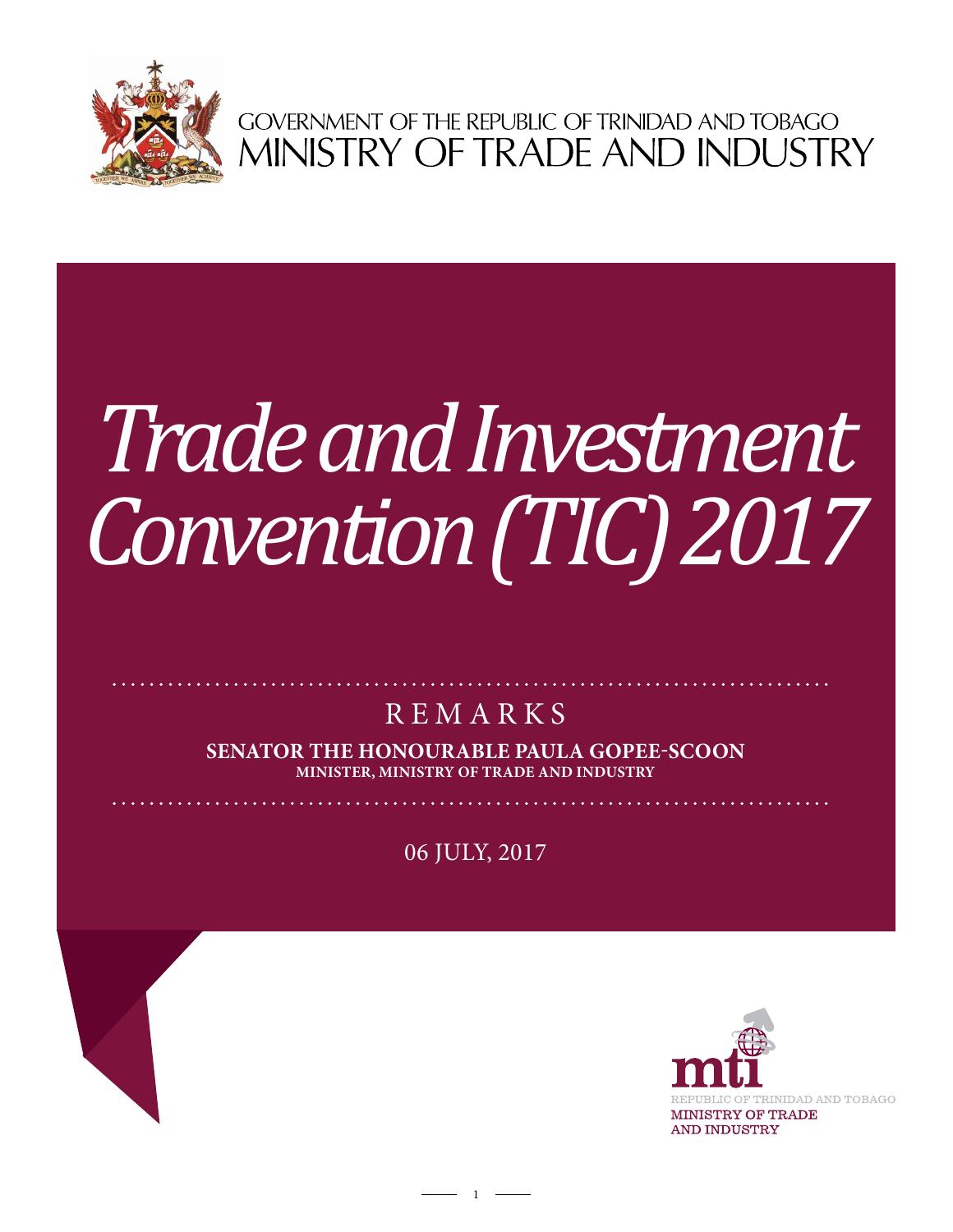GOVERNMENT OF THE REPUBLIC OF TRINIDAD AND TOBAGO
MINISTRY OF TRADE AND INDUSTRY

# *Trade and Investment Convention (TIC) 2017*

## REMARKS

**SENATOR THE HONOURABLE PAULA GOPEE-SCOON**
**MINISTER, MINISTRY OF TRADE AND INDUSTRY**

06 JULY, 2017

mti
REPUBLIC OF TRINIDAD AND TOBAGO
MINISTRY OF TRADE AND INDUSTRY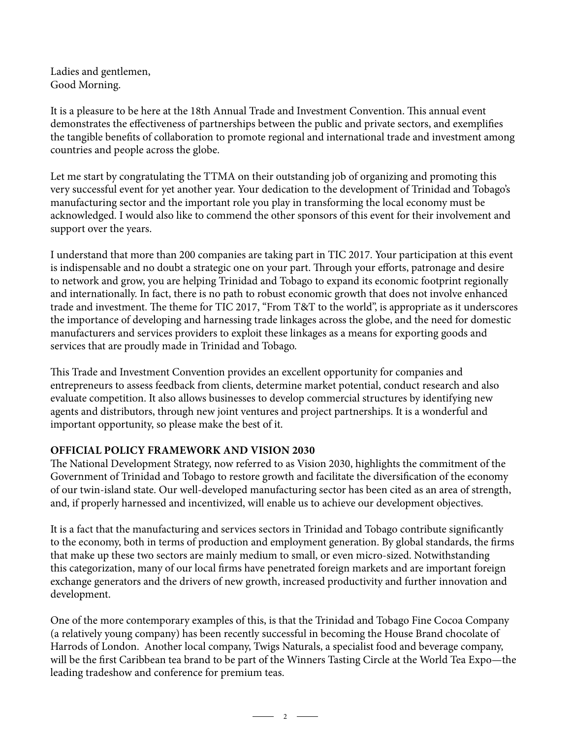Ladies and gentlemen,
Good Morning.

It is a pleasure to be here at the 18th Annual Trade and Investment Convention. This annual event demonstrates the effectiveness of partnerships between the public and private sectors, and exemplifies the tangible benefits of collaboration to promote regional and international trade and investment among countries and people across the globe.

Let me start by congratulating the TTMA on their outstanding job of organizing and promoting this very successful event for yet another year. Your dedication to the development of Trinidad and Tobago's manufacturing sector and the important role you play in transforming the local economy must be acknowledged. I would also like to commend the other sponsors of this event for their involvement and support over the years.

I understand that more than 200 companies are taking part in TIC 2017. Your participation at this event is indispensable and no doubt a strategic one on your part. Through your efforts, patronage and desire to network and grow, you are helping Trinidad and Tobago to expand its economic footprint regionally and internationally. In fact, there is no path to robust economic growth that does not involve enhanced trade and investment. The theme for TIC 2017, "From T&T to the world", is appropriate as it underscores the importance of developing and harnessing trade linkages across the globe, and the need for domestic manufacturers and services providers to exploit these linkages as a means for exporting goods and services that are proudly made in Trinidad and Tobago.

This Trade and Investment Convention provides an excellent opportunity for companies and entrepreneurs to assess feedback from clients, determine market potential, conduct research and also evaluate competition. It also allows businesses to develop commercial structures by identifying new agents and distributors, through new joint ventures and project partnerships. It is a wonderful and important opportunity, so please make the best of it.

**OFFICIAL POLICY FRAMEWORK AND VISION 2030**

The National Development Strategy, now referred to as Vision 2030, highlights the commitment of the Government of Trinidad and Tobago to restore growth and facilitate the diversification of the economy of our twin-island state. Our well-developed manufacturing sector has been cited as an area of strength, and, if properly harnessed and incentivized, will enable us to achieve our development objectives.

It is a fact that the manufacturing and services sectors in Trinidad and Tobago contribute significantly to the economy, both in terms of production and employment generation. By global standards, the firms that make up these two sectors are mainly medium to small, or even micro-sized. Notwithstanding this categorization, many of our local firms have penetrated foreign markets and are important foreign exchange generators and the drivers of new growth, increased productivity and further innovation and development.

One of the more contemporary examples of this, is that the Trinidad and Tobago Fine Cocoa Company (a relatively young company) has been recently successful in becoming the House Brand chocolate of Harrods of London. Another local company, Twigs Naturals, a specialist food and beverage company, will be the first Caribbean tea brand to be part of the Winners Tasting Circle at the World Tea Expo—the leading tradeshow and conference for premium teas.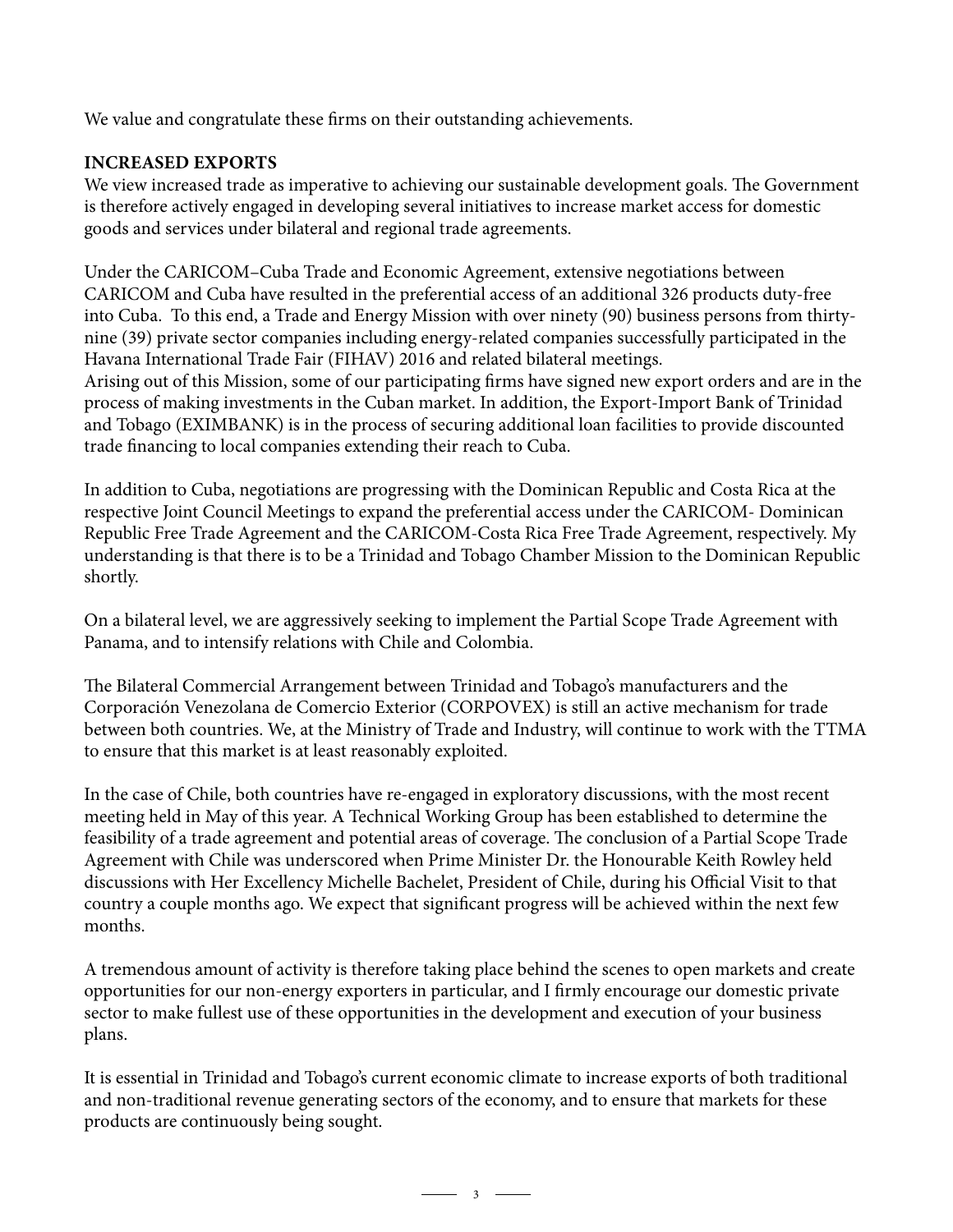We value and congratulate these firms on their outstanding achievements.

**INCREASED EXPORTS**

We view increased trade as imperative to achieving our sustainable development goals. The Government is therefore actively engaged in developing several initiatives to increase market access for domestic goods and services under bilateral and regional trade agreements.

Under the CARICOM–Cuba Trade and Economic Agreement, extensive negotiations between CARICOM and Cuba have resulted in the preferential access of an additional 326 products duty-free into Cuba. To this end, a Trade and Energy Mission with over ninety (90) business persons from thirty-nine (39) private sector companies including energy-related companies successfully participated in the Havana International Trade Fair (FIHAV) 2016 and related bilateral meetings.

Arising out of this Mission, some of our participating firms have signed new export orders and are in the process of making investments in the Cuban market. In addition, the Export-Import Bank of Trinidad and Tobago (EXIMBANK) is in the process of securing additional loan facilities to provide discounted trade financing to local companies extending their reach to Cuba.

In addition to Cuba, negotiations are progressing with the Dominican Republic and Costa Rica at the respective Joint Council Meetings to expand the preferential access under the CARICOM- Dominican Republic Free Trade Agreement and the CARICOM-Costa Rica Free Trade Agreement, respectively. My understanding is that there is to be a Trinidad and Tobago Chamber Mission to the Dominican Republic shortly.

On a bilateral level, we are aggressively seeking to implement the Partial Scope Trade Agreement with Panama, and to intensify relations with Chile and Colombia.

The Bilateral Commercial Arrangement between Trinidad and Tobago's manufacturers and the Corporación Venezolana de Comercio Exterior (CORPOVEX) is still an active mechanism for trade between both countries. We, at the Ministry of Trade and Industry, will continue to work with the TTMA to ensure that this market is at least reasonably exploited.

In the case of Chile, both countries have re-engaged in exploratory discussions, with the most recent meeting held in May of this year. A Technical Working Group has been established to determine the feasibility of a trade agreement and potential areas of coverage. The conclusion of a Partial Scope Trade Agreement with Chile was underscored when Prime Minister Dr. the Honourable Keith Rowley held discussions with Her Excellency Michelle Bachelet, President of Chile, during his Official Visit to that country a couple months ago. We expect that significant progress will be achieved within the next few months.

A tremendous amount of activity is therefore taking place behind the scenes to open markets and create opportunities for our non-energy exporters in particular, and I firmly encourage our domestic private sector to make fullest use of these opportunities in the development and execution of your business plans.

It is essential in Trinidad and Tobago's current economic climate to increase exports of both traditional and non-traditional revenue generating sectors of the economy, and to ensure that markets for these products are continuously being sought.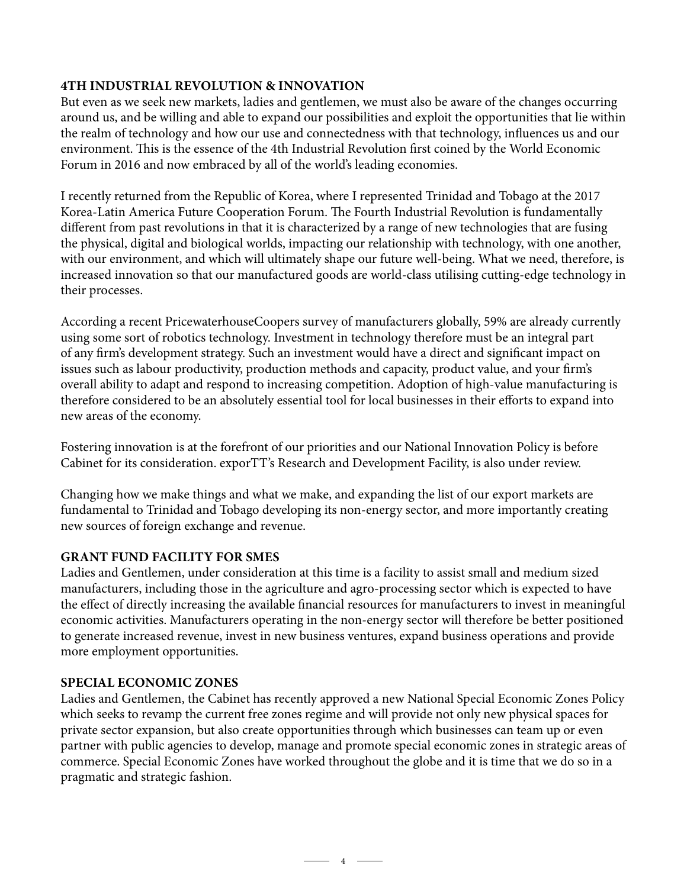**4TH INDUSTRIAL REVOLUTION & INNOVATION**

But even as we seek new markets, ladies and gentlemen, we must also be aware of the changes occurring around us, and be willing and able to expand our possibilities and exploit the opportunities that lie within the realm of technology and how our use and connectedness with that technology, influences us and our environment. This is the essence of the 4th Industrial Revolution first coined by the World Economic Forum in 2016 and now embraced by all of the world's leading economies.

I recently returned from the Republic of Korea, where I represented Trinidad and Tobago at the 2017 Korea-Latin America Future Cooperation Forum. The Fourth Industrial Revolution is fundamentally different from past revolutions in that it is characterized by a range of new technologies that are fusing the physical, digital and biological worlds, impacting our relationship with technology, with one another, with our environment, and which will ultimately shape our future well-being. What we need, therefore, is increased innovation so that our manufactured goods are world-class utilising cutting-edge technology in their processes.

According a recent PricewaterhouseCoopers survey of manufacturers globally, 59% are already currently using some sort of robotics technology. Investment in technology therefore must be an integral part of any firm's development strategy. Such an investment would have a direct and significant impact on issues such as labour productivity, production methods and capacity, product value, and your firm's overall ability to adapt and respond to increasing competition. Adoption of high-value manufacturing is therefore considered to be an absolutely essential tool for local businesses in their efforts to expand into new areas of the economy.

Fostering innovation is at the forefront of our priorities and our National Innovation Policy is before Cabinet for its consideration. exporTT's Research and Development Facility, is also under review.

Changing how we make things and what we make, and expanding the list of our export markets are fundamental to Trinidad and Tobago developing its non-energy sector, and more importantly creating new sources of foreign exchange and revenue.

**GRANT FUND FACILITY FOR SMES**

Ladies and Gentlemen, under consideration at this time is a facility to assist small and medium sized manufacturers, including those in the agriculture and agro-processing sector which is expected to have the effect of directly increasing the available financial resources for manufacturers to invest in meaningful economic activities. Manufacturers operating in the non-energy sector will therefore be better positioned to generate increased revenue, invest in new business ventures, expand business operations and provide more employment opportunities.

**SPECIAL ECONOMIC ZONES**

Ladies and Gentlemen, the Cabinet has recently approved a new National Special Economic Zones Policy which seeks to revamp the current free zones regime and will provide not only new physical spaces for private sector expansion, but also create opportunities through which businesses can team up or even partner with public agencies to develop, manage and promote special economic zones in strategic areas of commerce. Special Economic Zones have worked throughout the globe and it is time that we do so in a pragmatic and strategic fashion.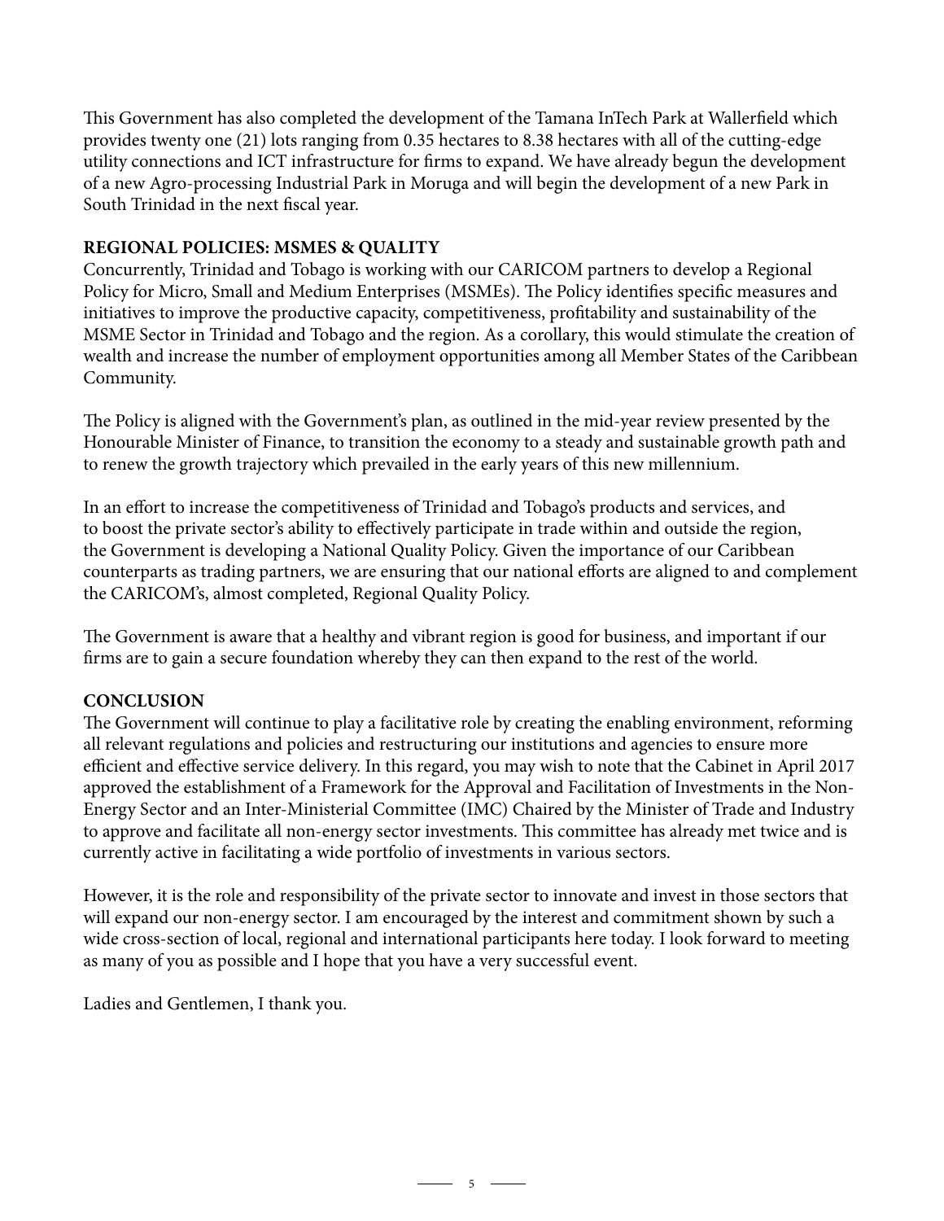This Government has also completed the development of the Tamana InTech Park at Wallerfield which provides twenty one (21) lots ranging from 0.35 hectares to 8.38 hectares with all of the cutting-edge utility connections and ICT infrastructure for firms to expand. We have already begun the development of a new Agro-processing Industrial Park in Moruga and will begin the development of a new Park in South Trinidad in the next fiscal year.

**REGIONAL POLICIES: MSMES & QUALITY**

Concurrently, Trinidad and Tobago is working with our CARICOM partners to develop a Regional Policy for Micro, Small and Medium Enterprises (MSMEs). The Policy identifies specific measures and initiatives to improve the productive capacity, competitiveness, profitability and sustainability of the MSME Sector in Trinidad and Tobago and the region. As a corollary, this would stimulate the creation of wealth and increase the number of employment opportunities among all Member States of the Caribbean Community.

The Policy is aligned with the Government's plan, as outlined in the mid-year review presented by the Honourable Minister of Finance, to transition the economy to a steady and sustainable growth path and to renew the growth trajectory which prevailed in the early years of this new millennium.

In an effort to increase the competitiveness of Trinidad and Tobago's products and services, and to boost the private sector's ability to effectively participate in trade within and outside the region, the Government is developing a National Quality Policy. Given the importance of our Caribbean counterparts as trading partners, we are ensuring that our national efforts are aligned to and complement the CARICOM's, almost completed, Regional Quality Policy.

The Government is aware that a healthy and vibrant region is good for business, and important if our firms are to gain a secure foundation whereby they can then expand to the rest of the world.

**CONCLUSION**

The Government will continue to play a facilitative role by creating the enabling environment, reforming all relevant regulations and policies and restructuring our institutions and agencies to ensure more efficient and effective service delivery. In this regard, you may wish to note that the Cabinet in April 2017 approved the establishment of a Framework for the Approval and Facilitation of Investments in the Non-Energy Sector and an Inter-Ministerial Committee (IMC) Chaired by the Minister of Trade and Industry to approve and facilitate all non-energy sector investments. This committee has already met twice and is currently active in facilitating a wide portfolio of investments in various sectors.

However, it is the role and responsibility of the private sector to innovate and invest in those sectors that will expand our non-energy sector. I am encouraged by the interest and commitment shown by such a wide cross-section of local, regional and international participants here today. I look forward to meeting as many of you as possible and I hope that you have a very successful event.

Ladies and Gentlemen, I thank you.